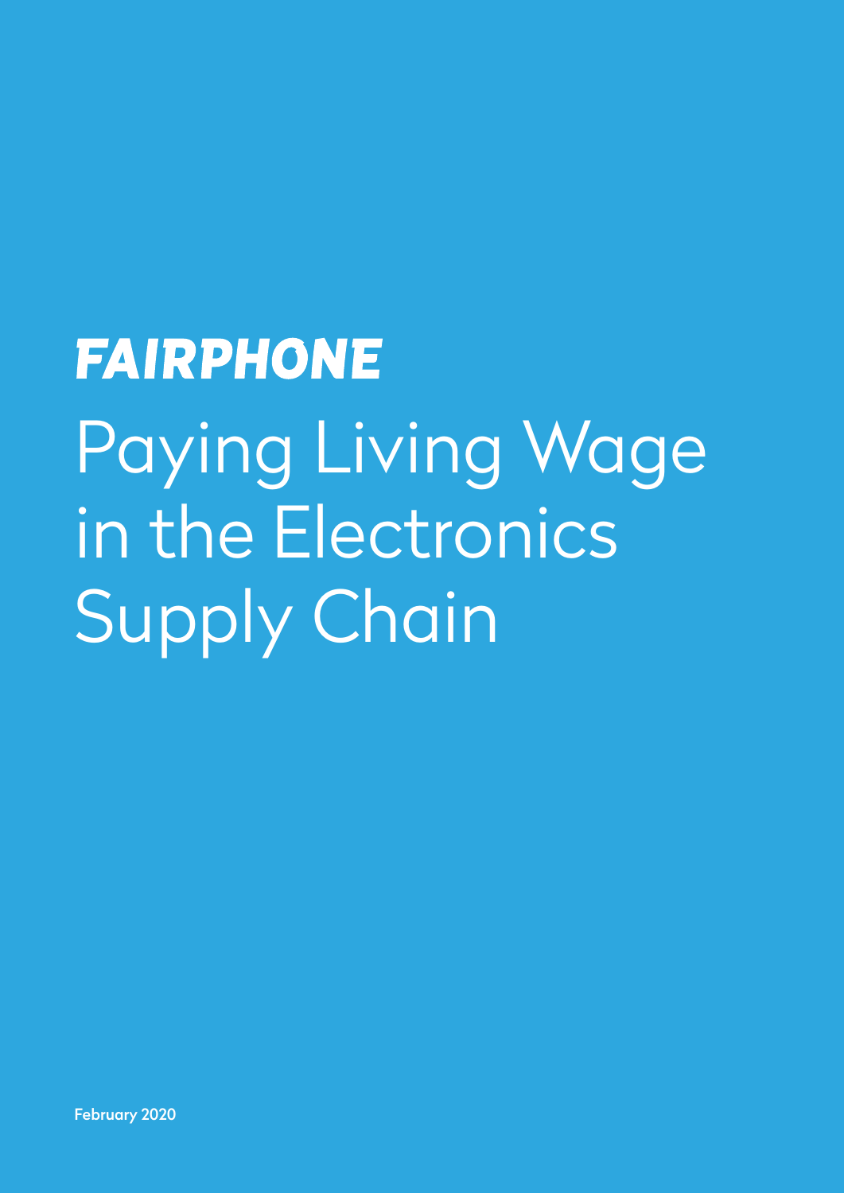**FAIRPHONE**

# Paying Living Wage in the Electronics Supply Chain

February 2020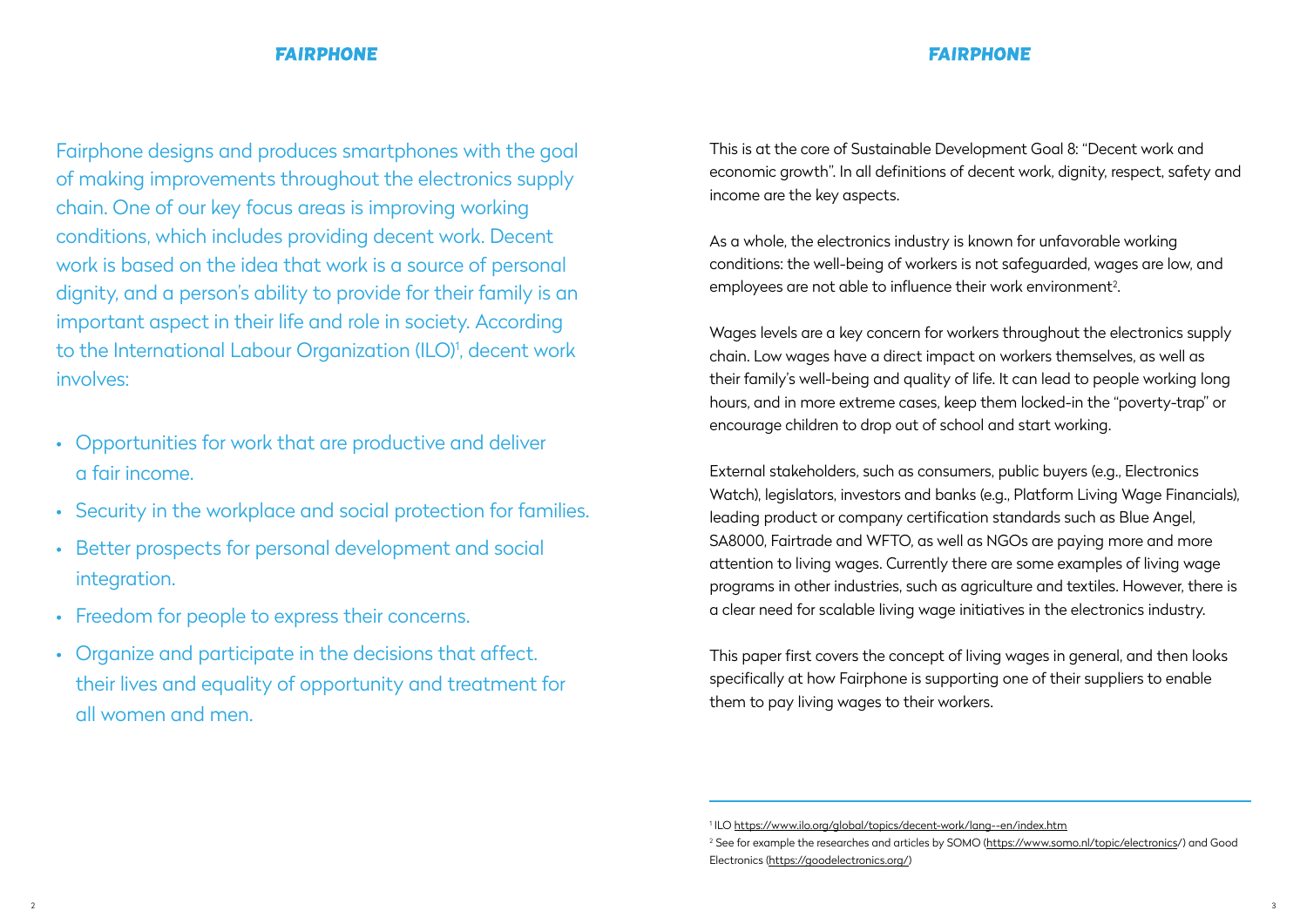Fairphone designs and produces smartphones with the goal of making improvements throughout the electronics supply chain. One of our key focus areas is improving working conditions, which includes providing decent work. Decent work is based on the idea that work is a source of personal dignity, and a person's ability to provide for their family is an important aspect in their life and role in society. According to the International Labour Organization (ILO)[1], decent work involves:

- Opportunities for work that are productive and deliver a fair income.
- Security in the workplace and social protection for families.
- Better prospects for personal development and social integration.
- Freedom for people to express their concerns.
- Organize and participate in the decisions that affect. their lives and equality of opportunity and treatment for all women and men.

This is at the core of Sustainable Development Goal 8: "Decent work and economic growth". In all definitions of decent work, dignity, respect, safety and income are the key aspects.

As a whole, the electronics industry is known for unfavorable working conditions: the well-being of workers is not safeguarded, wages are low, and employees are not able to influence their work environment[2].

Wages levels are a key concern for workers throughout the electronics supply chain. Low wages have a direct impact on workers themselves, as well as their family's well-being and quality of life. It can lead to people working long hours, and in more extreme cases, keep them locked-in the "poverty-trap" or encourage children to drop out of school and start working.

External stakeholders, such as consumers, public buyers (e.g., Electronics Watch), legislators, investors and banks (e.g., Platform Living Wage Financials), leading product or company certification standards such as Blue Angel, SA8000, Fairtrade and WFTO, as well as NGOs are paying more and more attention to living wages. Currently there are some examples of living wage programs in other industries, such as agriculture and textiles. However, there is a clear need for scalable living wage initiatives in the electronics industry.

This paper first covers the concept of living wages in general, and then looks specifically at how Fairphone is supporting one of their suppliers to enable them to pay living wages to their workers.

---

[1] ILO https://www.ilo.org/global/topics/decent-work/lang--en/index.htm

[2] See for example the researches and articles by SOMO (https://www.somo.nl/topic/electronics/) and Good Electronics (https://goodelectronics.org/)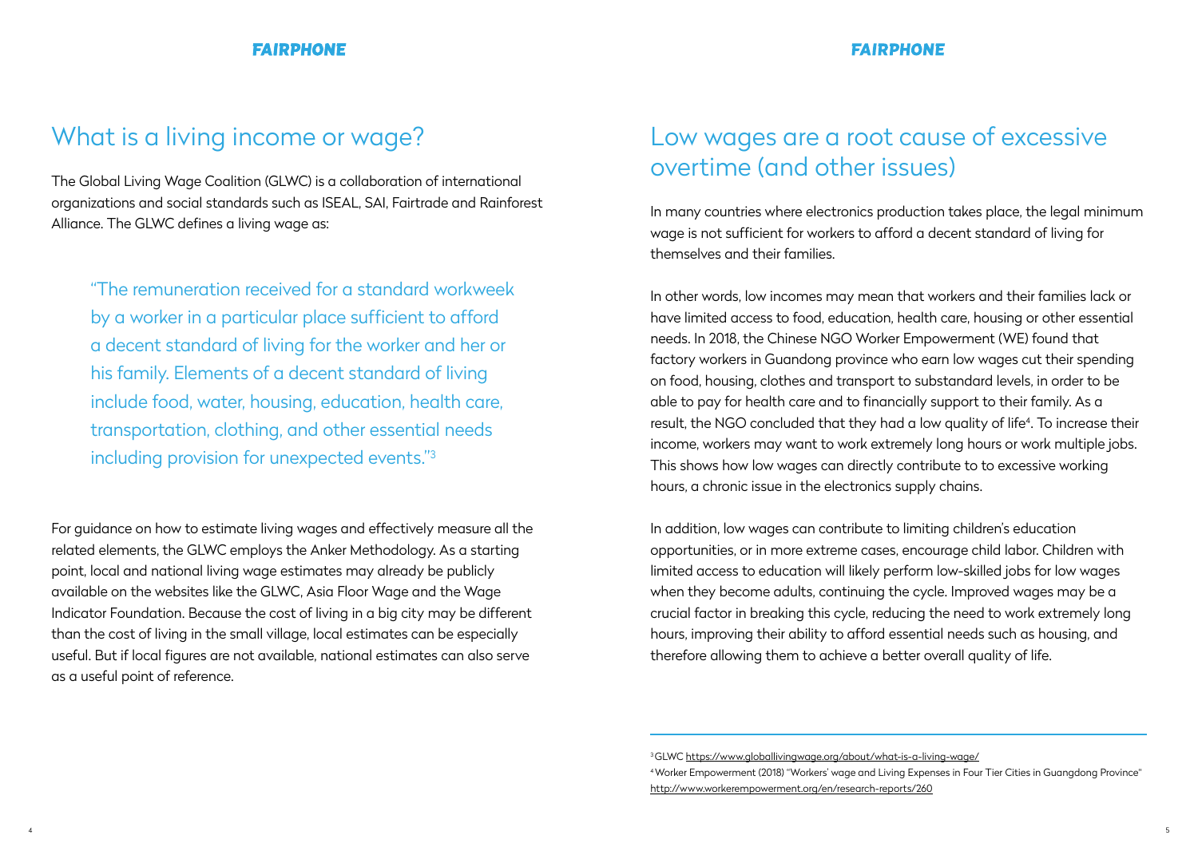## What is a living income or wage?

The Global Living Wage Coalition (GLWC) is a collaboration of international organizations and social standards such as ISEAL, SAI, Fairtrade and Rainforest Alliance. The GLWC defines a living wage as:

> "The remuneration received for a standard workweek by a worker in a particular place sufficient to afford a decent standard of living for the worker and her or his family. Elements of a decent standard of living include food, water, housing, education, health care, transportation, clothing, and other essential needs including provision for unexpected events."[3]

For guidance on how to estimate living wages and effectively measure all the related elements, the GLWC employs the Anker Methodology. As a starting point, local and national living wage estimates may already be publicly available on the websites like the GLWC, Asia Floor Wage and the Wage Indicator Foundation. Because the cost of living in a big city may be different than the cost of living in the small village, local estimates can be especially useful. But if local figures are not available, national estimates can also serve as a useful point of reference.

## Low wages are a root cause of excessive overtime (and other issues)

In many countries where electronics production takes place, the legal minimum wage is not sufficient for workers to afford a decent standard of living for themselves and their families.

In other words, low incomes may mean that workers and their families lack or have limited access to food, education, health care, housing or other essential needs. In 2018, the Chinese NGO Worker Empowerment (WE) found that factory workers in Guandong province who earn low wages cut their spending on food, housing, clothes and transport to substandard levels, in order to be able to pay for health care and to financially support to their family. As a result, the NGO concluded that they had a low quality of life[4]. To increase their income, workers may want to work extremely long hours or work multiple jobs. This shows how low wages can directly contribute to to excessive working hours, a chronic issue in the electronics supply chains.

In addition, low wages can contribute to limiting children's education opportunities, or in more extreme cases, encourage child labor. Children with limited access to education will likely perform low-skilled jobs for low wages when they become adults, continuing the cycle. Improved wages may be a crucial factor in breaking this cycle, reducing the need to work extremely long hours, improving their ability to afford essential needs such as housing, and therefore allowing them to achieve a better overall quality of life.

---

[3] GLWC https://www.globallivingwage.org/about/what-is-a-living-wage/

[4] Worker Empowerment (2018) "Workers' wage and Living Expenses in Four Tier Cities in Guangdong Province" http://www.workerempowerment.org/en/research-reports/260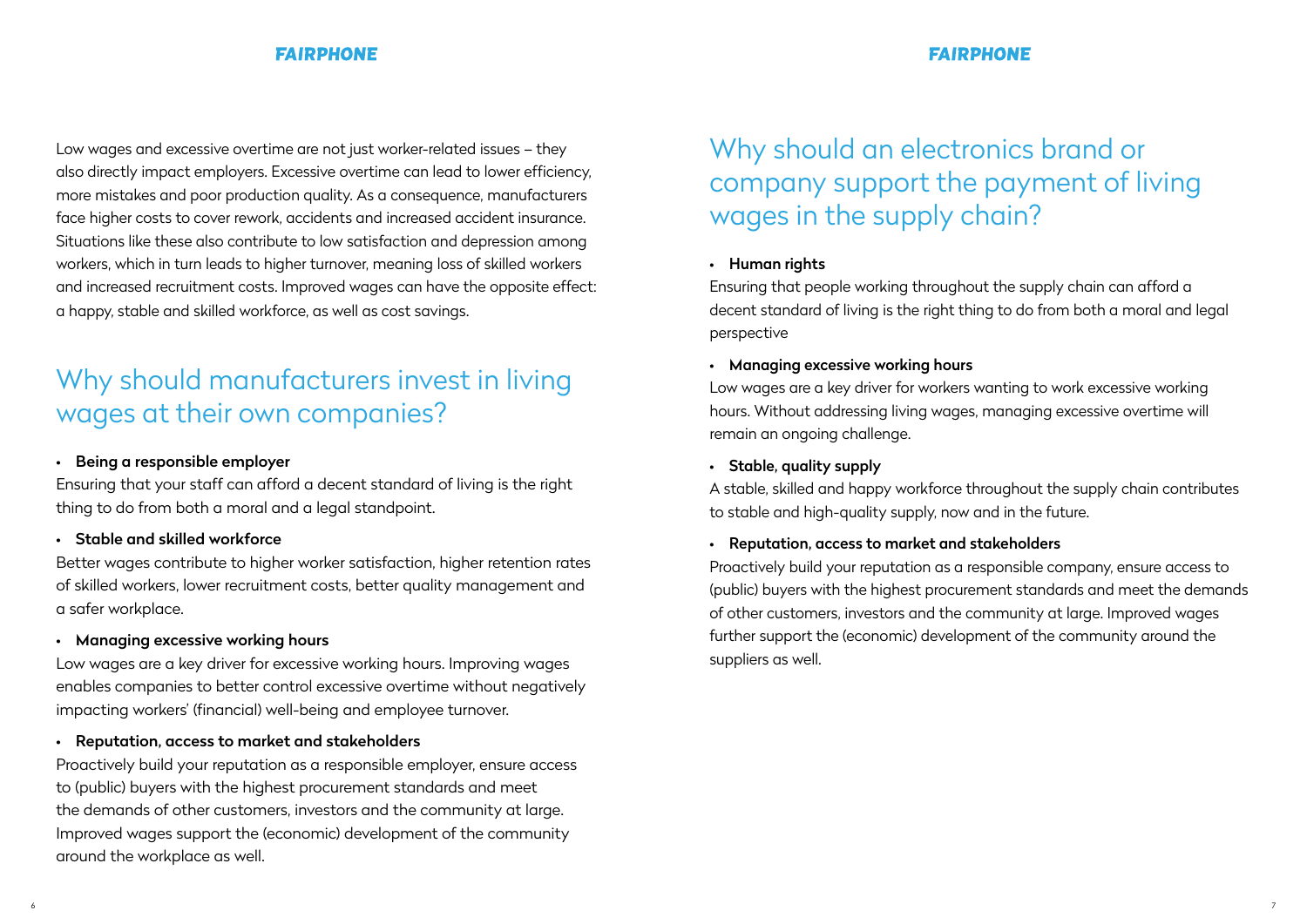Low wages and excessive overtime are not just worker-related issues – they also directly impact employers. Excessive overtime can lead to lower efficiency, more mistakes and poor production quality. As a consequence, manufacturers face higher costs to cover rework, accidents and increased accident insurance. Situations like these also contribute to low satisfaction and depression among workers, which in turn leads to higher turnover, meaning loss of skilled workers and increased recruitment costs. Improved wages can have the opposite effect: a happy, stable and skilled workforce, as well as cost savings.

## Why should manufacturers invest in living wages at their own companies?

- **Being a responsible employer**

Ensuring that your staff can afford a decent standard of living is the right thing to do from both a moral and a legal standpoint.

- **Stable and skilled workforce**

Better wages contribute to higher worker satisfaction, higher retention rates of skilled workers, lower recruitment costs, better quality management and a safer workplace.

- **Managing excessive working hours**

Low wages are a key driver for excessive working hours. Improving wages enables companies to better control excessive overtime without negatively impacting workers' (financial) well-being and employee turnover.

- **Reputation, access to market and stakeholders**

Proactively build your reputation as a responsible employer, ensure access to (public) buyers with the highest procurement standards and meet the demands of other customers, investors and the community at large. Improved wages support the (economic) development of the community around the workplace as well.

## Why should an electronics brand or company support the payment of living wages in the supply chain?

- **Human rights**

Ensuring that people working throughout the supply chain can afford a decent standard of living is the right thing to do from both a moral and legal perspective

- **Managing excessive working hours**

Low wages are a key driver for workers wanting to work excessive working hours. Without addressing living wages, managing excessive overtime will remain an ongoing challenge.

- **Stable, quality supply**

A stable, skilled and happy workforce throughout the supply chain contributes to stable and high-quality supply, now and in the future.

- **Reputation, access to market and stakeholders**

Proactively build your reputation as a responsible company, ensure access to (public) buyers with the highest procurement standards and meet the demands of other customers, investors and the community at large. Improved wages further support the (economic) development of the community around the suppliers as well.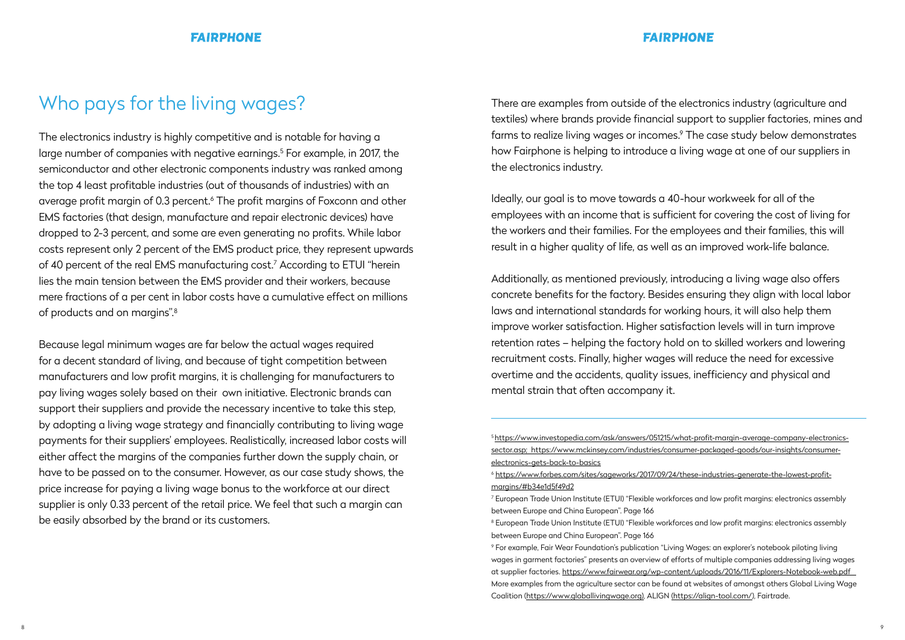# Who pays for the living wages?

The electronics industry is highly competitive and is notable for having a large number of companies with negative earnings.[5] For example, in 2017, the semiconductor and other electronic components industry was ranked among the top 4 least profitable industries (out of thousands of industries) with an average profit margin of 0.3 percent.[6] The profit margins of Foxconn and other EMS factories (that design, manufacture and repair electronic devices) have dropped to 2-3 percent, and some are even generating no profits. While labor costs represent only 2 percent of the EMS product price, they represent upwards of 40 percent of the real EMS manufacturing cost.[7] According to ETUI "herein lies the main tension between the EMS provider and their workers, because mere fractions of a per cent in labor costs have a cumulative effect on millions of products and on margins".[8]

Because legal minimum wages are far below the actual wages required for a decent standard of living, and because of tight competition between manufacturers and low profit margins, it is challenging for manufacturers to pay living wages solely based on their own initiative. Electronic brands can support their suppliers and provide the necessary incentive to take this step, by adopting a living wage strategy and financially contributing to living wage payments for their suppliers' employees. Realistically, increased labor costs will either affect the margins of the companies further down the supply chain, or have to be passed on to the consumer. However, as our case study shows, the price increase for paying a living wage bonus to the workforce at our direct supplier is only 0.33 percent of the retail price. We feel that such a margin can be easily absorbed by the brand or its customers.

There are examples from outside of the electronics industry (agriculture and textiles) where brands provide financial support to supplier factories, mines and farms to realize living wages or incomes.[9] The case study below demonstrates how Fairphone is helping to introduce a living wage at one of our suppliers in the electronics industry.

Ideally, our goal is to move towards a 40-hour workweek for all of the employees with an income that is sufficient for covering the cost of living for the workers and their families. For the employees and their families, this will result in a higher quality of life, as well as an improved work-life balance.

Additionally, as mentioned previously, introducing a living wage also offers concrete benefits for the factory. Besides ensuring they align with local labor laws and international standards for working hours, it will also help them improve worker satisfaction. Higher satisfaction levels will in turn improve retention rates – helping the factory hold on to skilled workers and lowering recruitment costs. Finally, higher wages will reduce the need for excessive overtime and the accidents, quality issues, inefficiency and physical and mental strain that often accompany it.

---

[5] https://www.investopedia.com/ask/answers/051215/what-profit-margin-average-company-electronics-sector.asp; https://www.mckinsey.com/industries/consumer-packaged-goods/our-insights/consumer-electronics-gets-back-to-basics

[6] https://www.forbes.com/sites/sageworks/2017/09/24/these-industries-generate-the-lowest-profit-margins/#b34e1d5f49d2

[7] European Trade Union Institute (ETUI) "Flexible workforces and low profit margins: electronics assembly between Europe and China European". Page 166

[8] European Trade Union Institute (ETUI) "Flexible workforces and low profit margins: electronics assembly between Europe and China European". Page 166

[9] For example, Fair Wear Foundation's publication "Living Wages: an explorer's notebook piloting living wages in garment factories" presents an overview of efforts of multiple companies addressing living wages at supplier factories. https://www.fairwear.org/wp-content/uploads/2016/11/Explorers-Notebook-web.pdf More examples from the agriculture sector can be found at websites of amongst others Global Living Wage Coalition (https://www.globallivingwage.org), ALIGN (https://align-tool.com/), Fairtrade.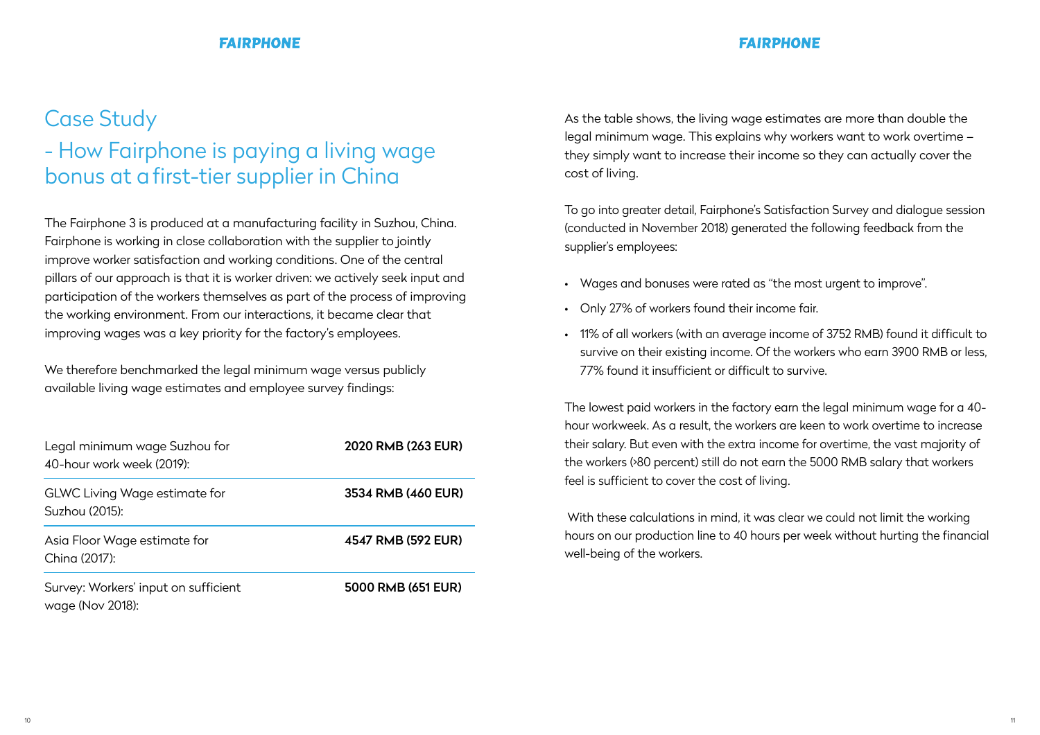# Case Study

## - How Fairphone is paying a living wage bonus at a first-tier supplier in China

The Fairphone 3 is produced at a manufacturing facility in Suzhou, China. Fairphone is working in close collaboration with the supplier to jointly improve worker satisfaction and working conditions. One of the central pillars of our approach is that it is worker driven: we actively seek input and participation of the workers themselves as part of the process of improving the working environment. From our interactions, it became clear that improving wages was a key priority for the factory's employees.

We therefore benchmarked the legal minimum wage versus publicly available living wage estimates and employee survey findings:

| | |
|---|---|
| Legal minimum wage Suzhou for 40-hour work week (2019): | **2020 RMB (263 EUR)** |
| GLWC Living Wage estimate for Suzhou (2015): | **3534 RMB (460 EUR)** |
| Asia Floor Wage estimate for China (2017): | **4547 RMB (592 EUR)** |
| Survey: Workers' input on sufficient wage (Nov 2018): | **5000 RMB (651 EUR)** |

As the table shows, the living wage estimates are more than double the legal minimum wage. This explains why workers want to work overtime – they simply want to increase their income so they can actually cover the cost of living.

To go into greater detail, Fairphone's Satisfaction Survey and dialogue session (conducted in November 2018) generated the following feedback from the supplier's employees:

- Wages and bonuses were rated as "the most urgent to improve".
- Only 27% of workers found their income fair.
- 11% of all workers (with an average income of 3752 RMB) found it difficult to survive on their existing income. Of the workers who earn 3900 RMB or less, 77% found it insufficient or difficult to survive.

The lowest paid workers in the factory earn the legal minimum wage for a 40-hour workweek. As a result, the workers are keen to work overtime to increase their salary. But even with the extra income for overtime, the vast majority of the workers (>80 percent) still do not earn the 5000 RMB salary that workers feel is sufficient to cover the cost of living.

With these calculations in mind, it was clear we could not limit the working hours on our production line to 40 hours per week without hurting the financial well-being of the workers.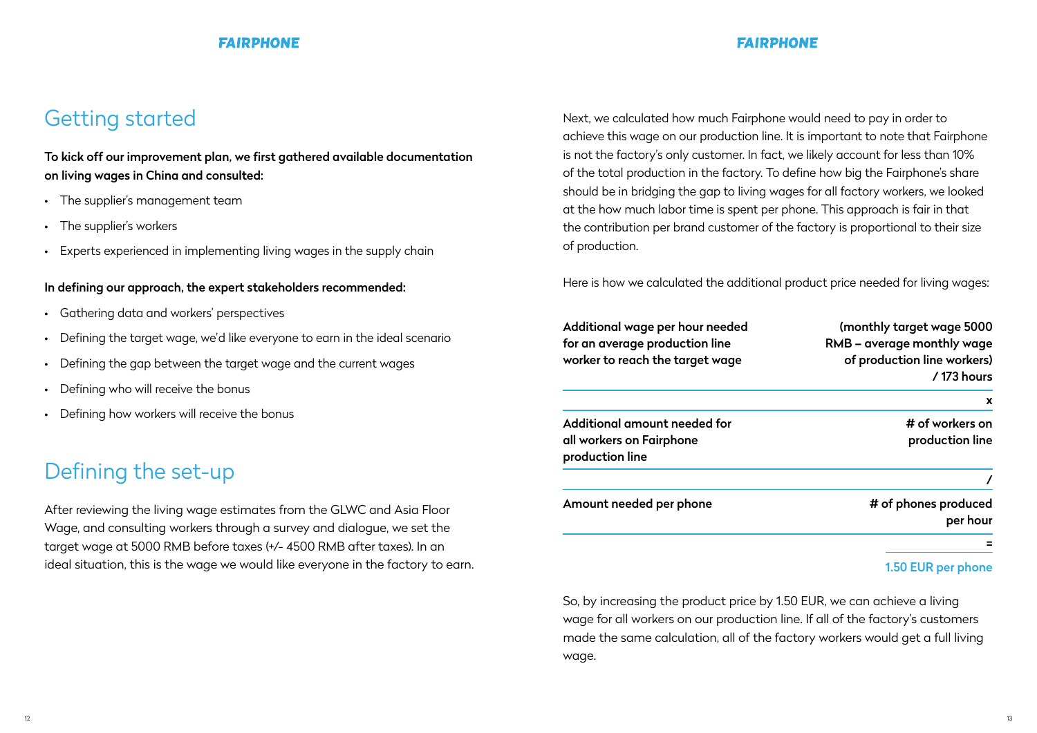## Getting started

**To kick off our improvement plan, we first gathered available documentation on living wages in China and consulted:**

- The supplier's management team
- The supplier's workers
- Experts experienced in implementing living wages in the supply chain

**In defining our approach, the expert stakeholders recommended:**

- Gathering data and workers' perspectives
- Defining the target wage, we'd like everyone to earn in the ideal scenario
- Defining the gap between the target wage and the current wages
- Defining who will receive the bonus
- Defining how workers will receive the bonus

## Defining the set-up

After reviewing the living wage estimates from the GLWC and Asia Floor Wage, and consulting workers through a survey and dialogue, we set the target wage at 5000 RMB before taxes (+/- 4500 RMB after taxes). In an ideal situation, this is the wage we would like everyone in the factory to earn.

Next, we calculated how much Fairphone would need to pay in order to achieve this wage on our production line. It is important to note that Fairphone is not the factory's only customer. In fact, we likely account for less than 10% of the total production in the factory. To define how big the Fairphone's share should be in bridging the gap to living wages for all factory workers, we looked at the how much labor time is spent per phone. This approach is fair in that the contribution per brand customer of the factory is proportional to their size of production.

Here is how we calculated the additional product price needed for living wages:

| | |
|---|---|
| **Additional wage per hour needed for an average production line worker to reach the target wage** | **(monthly target wage 5000 RMB – average monthly wage of production line workers) / 173 hours** |
| | **x** |
| **Additional amount needed for all workers on Fairphone production line** | **# of workers on production line** |
| | **/** |
| **Amount needed per phone** | **# of phones produced per hour** |
| | **=** |
| | **1.50 EUR per phone** |

So, by increasing the product price by 1.50 EUR, we can achieve a living wage for all workers on our production line. If all of the factory's customers made the same calculation, all of the factory workers would get a full living wage.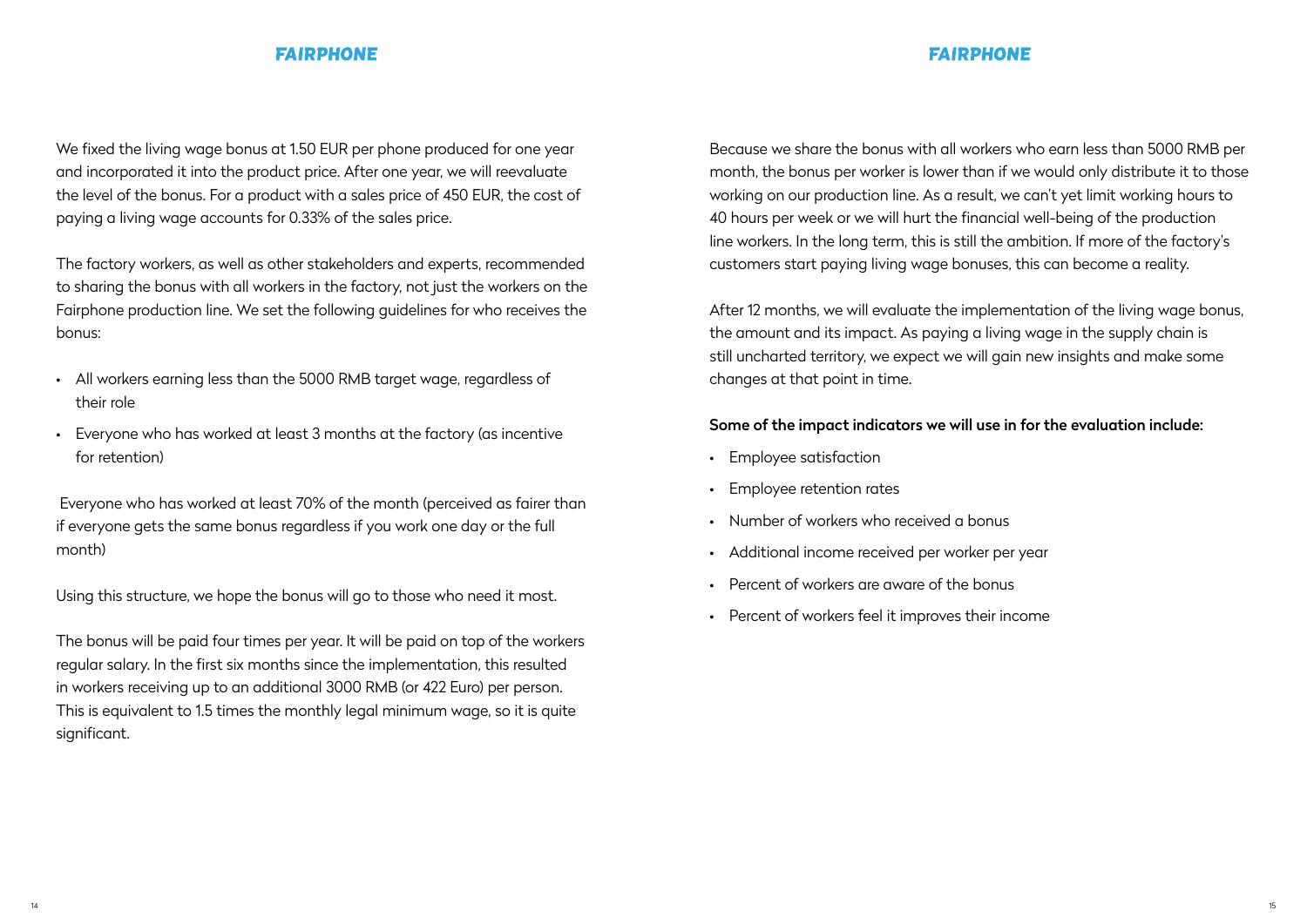We fixed the living wage bonus at 1.50 EUR per phone produced for one year and incorporated it into the product price. After one year, we will reevaluate the level of the bonus. For a product with a sales price of 450 EUR, the cost of paying a living wage accounts for 0.33% of the sales price.

The factory workers, as well as other stakeholders and experts, recommended to sharing the bonus with all workers in the factory, not just the workers on the Fairphone production line. We set the following guidelines for who receives the bonus:

- All workers earning less than the 5000 RMB target wage, regardless of their role
- Everyone who has worked at least 3 months at the factory (as incentive for retention)

Everyone who has worked at least 70% of the month (perceived as fairer than if everyone gets the same bonus regardless if you work one day or the full month)

Using this structure, we hope the bonus will go to those who need it most.

The bonus will be paid four times per year. It will be paid on top of the workers regular salary. In the first six months since the implementation, this resulted in workers receiving up to an additional 3000 RMB (or 422 Euro) per person. This is equivalent to 1.5 times the monthly legal minimum wage, so it is quite significant.

Because we share the bonus with all workers who earn less than 5000 RMB per month, the bonus per worker is lower than if we would only distribute it to those working on our production line. As a result, we can't yet limit working hours to 40 hours per week or we will hurt the financial well-being of the production line workers. In the long term, this is still the ambition. If more of the factory's customers start paying living wage bonuses, this can become a reality.

After 12 months, we will evaluate the implementation of the living wage bonus, the amount and its impact. As paying a living wage in the supply chain is still uncharted territory, we expect we will gain new insights and make some changes at that point in time.

**Some of the impact indicators we will use in for the evaluation include:**

- Employee satisfaction
- Employee retention rates
- Number of workers who received a bonus
- Additional income received per worker per year
- Percent of workers are aware of the bonus
- Percent of workers feel it improves their income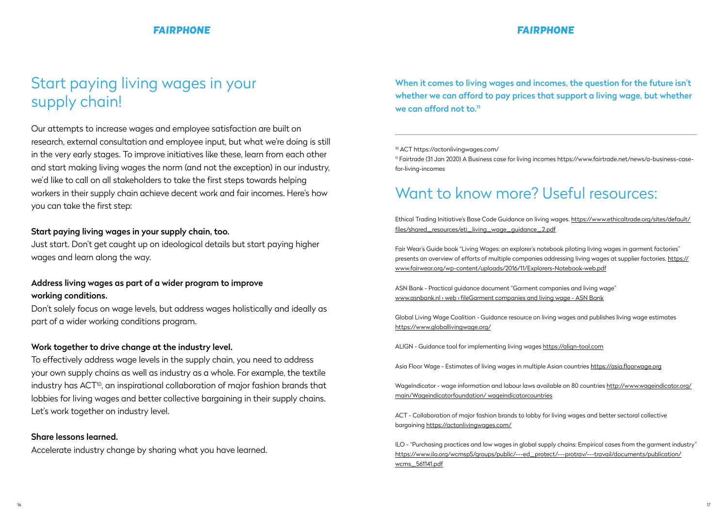# Start paying living wages in your supply chain!

Our attempts to increase wages and employee satisfaction are built on research, external consultation and employee input, but what we're doing is still in the very early stages. To improve initiatives like these, learn from each other and start making living wages the norm (and not the exception) in our industry, we'd like to call on all stakeholders to take the first steps towards helping workers in their supply chain achieve decent work and fair incomes. Here's how you can take the first step:

**Start paying living wages in your supply chain, too.**
Just start. Don't get caught up on ideological details but start paying higher wages and learn along the way.

**Address living wages as part of a wider program to improve working conditions.**
Don't solely focus on wage levels, but address wages holistically and ideally as part of a wider working conditions program.

**Work together to drive change at the industry level.**
To effectively address wage levels in the supply chain, you need to address your own supply chains as well as industry as a whole. For example, the textile industry has ACT[10], an inspirational collaboration of major fashion brands that lobbies for living wages and better collective bargaining in their supply chains. Let's work together on industry level.

**Share lessons learned.**
Accelerate industry change by sharing what you have learned.

**When it comes to living wages and incomes, the question for the future isn't whether we can afford to pay prices that support a living wage, but whether we can afford not to.[11]**

---

[10] ACT https://actonlivingwages.com/

[11] Fairtrade (31 Jan 2020) A Business case for living incomes https://www.fairtrade.net/news/a-business-case-for-living-incomes

## Want to know more? Useful resources:

Ethical Trading Initiative's Base Code Guidance on living wages. https://www.ethicaltrade.org/sites/default/files/shared_resources/eti_living_wage_guidance_2.pdf

Fair Wear's Guide book "Living Wages: an explorer's notebook piloting living wages in garment factories" presents an overview of efforts of multiple companies addressing living wages at supplier factories. https://www.fairwear.org/wp-content/uploads/2016/11/Explorers-Notebook-web.pdf

ASN Bank - Practical guidance document "Garment companies and living wage" www.asnbank.nl › web › fileGarment companies and living wage - ASN Bank

Global Living Wage Coalition - Guidance resource on living wages and publishes living wage estimates https://www.globallivingwage.org/

ALIGN - Guidance tool for implementing living wages https://align-tool.com

Asia Floor Wage - Estimates of living wages in multiple Asian countries https://asia.floorwage.org

WageIndicator - wage information and labour laws available on 80 countries http://www.wageindicator.org/main/Wageindicatorfoundation/ wageindicatorcountries

ACT - Collaboration of major fashion brands to lobby for living wages and better sectoral collective bargaining https://actonlivingwages.com/

ILO - "Purchasing practices and low wages in global supply chains: Empirical cases from the garment industry" https://www.ilo.org/wcmsp5/groups/public/---ed_protect/---protrav/---travail/documents/publication/wcms_561141.pdf